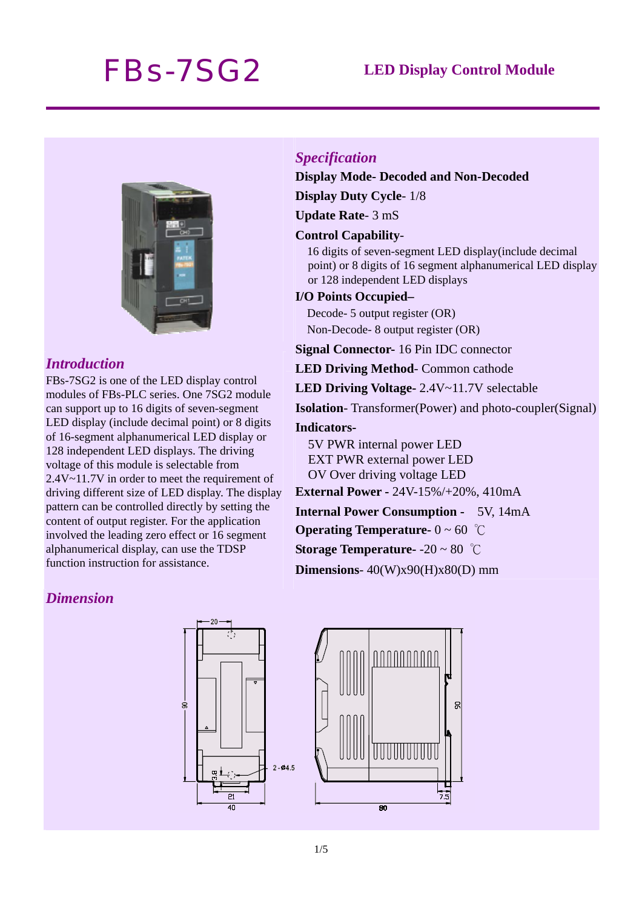# FBs-7SG2

**LED Display Control Module**

## *Introduction*

FBs-7SG2 is one of the LED display control modules of FBs-PLC series. One 7SG2 module can support up to 16 digits of seven-segment LED display (include decimal point) or 8 digits of 16-segment alphanumerical LED display or 128 independent LED displays. The driving voltage of this module is selectable from 2.4V~11.7V in order to meet the requirement of driving different size of LED display. The display pattern can be controlled directly by setting the content of output register. For the application involved the leading zero effect or 16 segment alphanumerical display, can use the TDSP function instruction for assistance.

## *Specification*

**Display Mode- Decoded and Non-Decoded**

**Display Duty Cycle**- 1/8

**Update Rate**- 3 mS

**Control Capability**-

16 digits of seven-segment LED display(include decimal point) or 8 digits of 16 segment alphanumerical LED display or 128 independent LED displays

**I/O Points Occupied–**

Decode- 5 output register (OR)

Non-Decode- 8 output register (OR)

**Signal Connector**- 16 Pin IDC connector

**LED Driving Method**- Common cathode

**LED Driving Voltage**- 2.4V~11.7V selectable

**Isolation**- Transformer(Power) and photo-coupler(Signal)

**Indicators**-

5V PWR internal power LED

EXT PWR external power LED

OV Over driving voltage LED

**External Power -** 24V-15%/+20%, 410mA

**Internal Power Consumption -** 5V, 14mA

**Operating Temperature**- 0 ~ 60 ℃

**Storage Temperature**- -20 ~ 80 ℃

**Dimensions**- 40(W)x90(H)x80(D) mm

## *Dimension*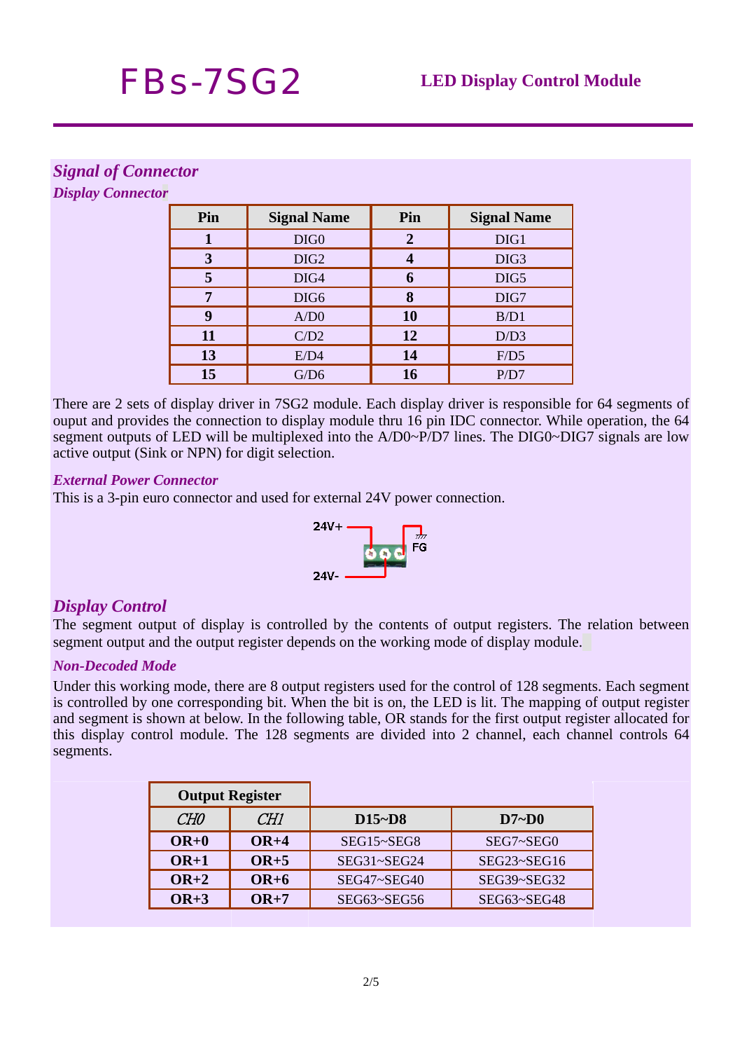# FBs-7SG2 LED Display Control Module

## Signal of Connector

### Display Connector

| Pin | Signal Name | Pin | Signal Name |
|---|---|---|---|
| **1** | DIG0 | **2** | DIG1 |
| **3** | DIG2 | **4** | DIG3 |
| **5** | DIG4 | **6** | DIG5 |
| **7** | DIG6 | **8** | DIG7 |
| **9** | A/D0 | **10** | B/D1 |
| **11** | C/D2 | **12** | D/D3 |
| **13** | E/D4 | **14** | F/D5 |
| **15** | G/D6 | **16** | P/D7 |

There are 2 sets of display driver in 7SG2 module. Each display driver is responsible for 64 segments of ouput and provides the connection to display module thru 16 pin IDC connector. While operation, the 64 segment outputs of LED will be multiplexed into the A/D0~P/D7 lines. The DIG0~DIG7 signals are low active output (Sink or NPN) for digit selection.

### External Power Connector

This is a 3-pin euro connector and used for external 24V power connection.

24V+

FG

24V-

## Display Control

The segment output of display is controlled by the contents of output registers. The relation between segment output and the output register depends on the working mode of display module.

### Non-Decoded Mode

Under this working mode, there are 8 output registers used for the control of 128 segments. Each segment is controlled by one corresponding bit. When the bit is on, the LED is lit. The mapping of output register and segment is shown at below. In the following table, OR stands for the first output register allocated for this display control module. The 128 segments are divided into 2 channel, each channel controls 64 segments.

| Output Register | | | |
|---|---|---|---|
| *CH0* | *CH1* | **D15~D8** | **D7~D0** |
| **OR+0** | **OR+4** | SEG15~SEG8 | SEG7~SEG0 |
| **OR+1** | **OR+5** | SEG31~SEG24 | SEG23~SEG16 |
| **OR+2** | **OR+6** | SEG47~SEG40 | SEG39~SEG32 |
| **OR+3** | **OR+7** | SEG63~SEG56 | SEG63~SEG48 |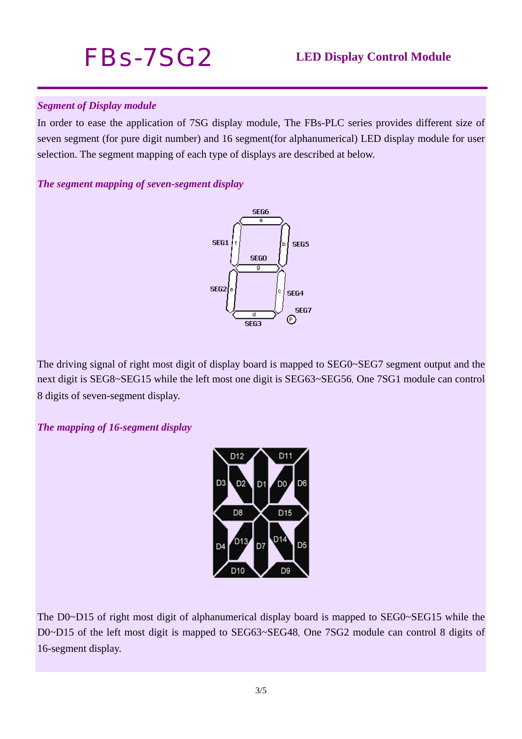*Segment of Display module*

In order to ease the application of 7SG display module, The FBs-PLC series provides different size of seven segment (for pure digit number) and 16 segment(for alphanumerical) LED display module for user selection. The segment mapping of each type of displays are described at below.

*The segment mapping of seven-segment display*

The driving signal of right most digit of display board is mapped to SEG0~SEG7 segment output and the next digit is SEG8~SEG15 while the left most one digit is SEG63~SEG56. One 7SG1 module can control 8 digits of seven-segment display.

*The mapping of 16-segment display*

The D0~D15 of right most digit of alphanumerical display board is mapped to SEG0~SEG15 while the D0~D15 of the left most digit is mapped to SEG63~SEG48. One 7SG2 module can control 8 digits of 16-segment display.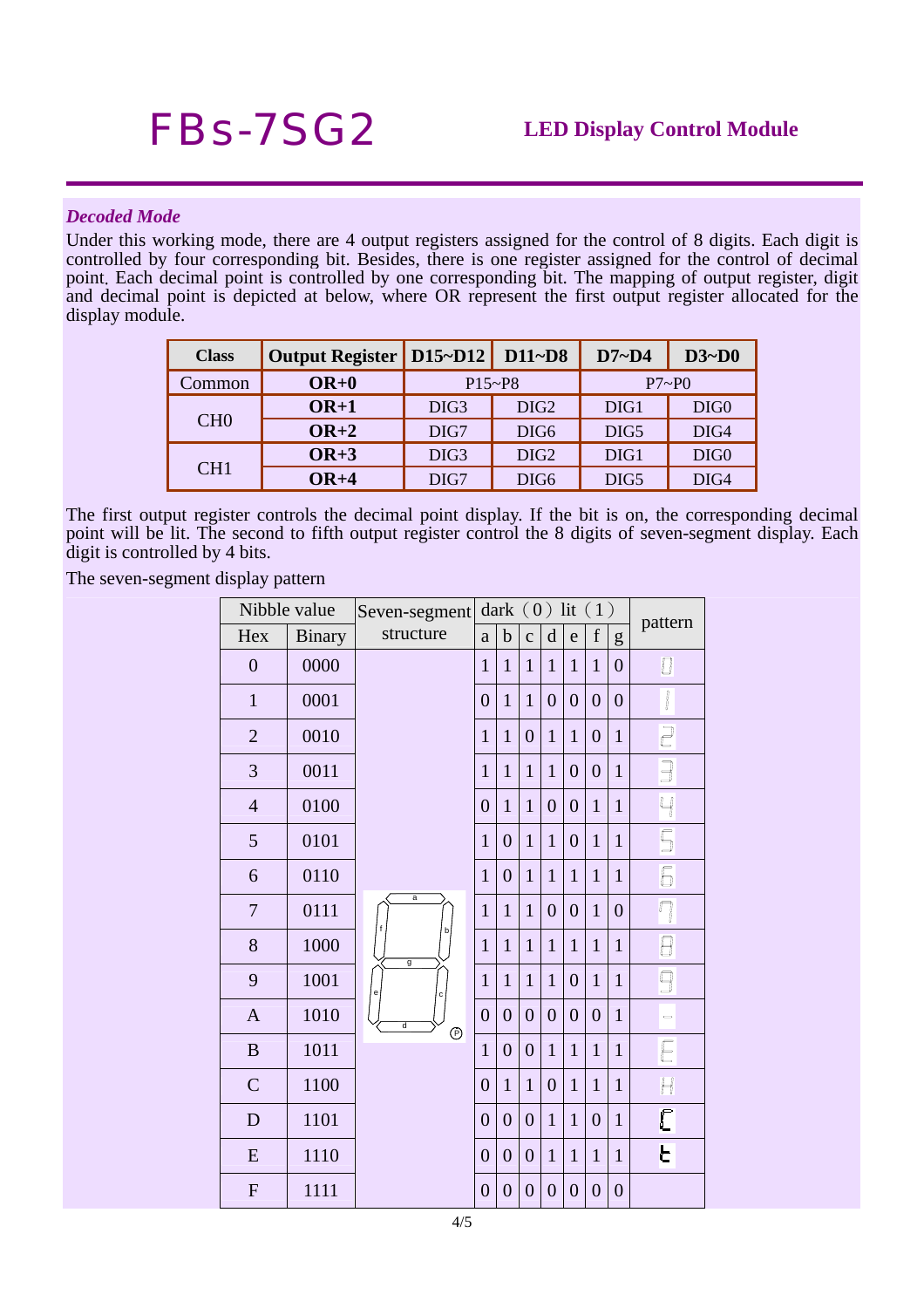# FBs-7SG2 — LED Display Control Module

### *Decoded Mode*

Under this working mode, there are 4 output registers assigned for the control of 8 digits. Each digit is controlled by four corresponding bit. Besides, there is one register assigned for the control of decimal point. Each decimal point is controlled by one corresponding bit. The mapping of output register, digit and decimal point is depicted at below, where OR represent the first output register allocated for the display module.

| Class | Output Register | D15~D12 | D11~D8 | D7~D4 | D3~D0 |
|---|---|---|---|---|---|
| Common | **OR+0** | P15~P8 | | P7~P0 | |
| CH0 | **OR+1** | DIG3 | DIG2 | DIG1 | DIG0 |
| | **OR+2** | DIG7 | DIG6 | DIG5 | DIG4 |
| CH1 | **OR+3** | DIG3 | DIG2 | DIG1 | DIG0 |
| | **OR+4** | DIG7 | DIG6 | DIG5 | DIG4 |

The first output register controls the decimal point display. If the bit is on, the corresponding decimal point will be lit. The second to fifth output register control the 8 digits of seven-segment display. Each digit is controlled by 4 bits.

The seven-segment display pattern

| Nibble value | | Seven-segment structure | dark（0） lit（1） | | | | | | | pattern |
|---|---|---|---|---|---|---|---|---|---|---|
| Hex | Binary | | a | b | c | d | e | f | g | |
| 0 | 0000 | | 1 | 1 | 1 | 1 | 1 | 1 | 0 | |
| 1 | 0001 | | 0 | 1 | 1 | 0 | 0 | 0 | 0 | |
| 2 | 0010 | | 1 | 1 | 0 | 1 | 1 | 0 | 1 | |
| 3 | 0011 | | 1 | 1 | 1 | 1 | 0 | 0 | 1 | |
| 4 | 0100 | | 0 | 1 | 1 | 0 | 0 | 1 | 1 | |
| 5 | 0101 | | 1 | 0 | 1 | 1 | 0 | 1 | 1 | |
| 6 | 0110 | | 1 | 0 | 1 | 1 | 1 | 1 | 1 | |
| 7 | 0111 | | 1 | 1 | 1 | 0 | 0 | 1 | 0 | |
| 8 | 1000 | | 1 | 1 | 1 | 1 | 1 | 1 | 1 | |
| 9 | 1001 | | 1 | 1 | 1 | 1 | 0 | 1 | 1 | |
| A | 1010 | | 0 | 0 | 0 | 0 | 0 | 0 | 1 | |
| B | 1011 | | 1 | 0 | 0 | 1 | 1 | 1 | 1 | |
| C | 1100 | | 0 | 1 | 1 | 0 | 1 | 1 | 1 | |
| D | 1101 | | 0 | 0 | 0 | 1 | 1 | 0 | 1 | |
| E | 1110 | | 0 | 0 | 0 | 1 | 1 | 1 | 1 | |
| F | 1111 | | 0 | 0 | 0 | 0 | 0 | 0 | 0 | |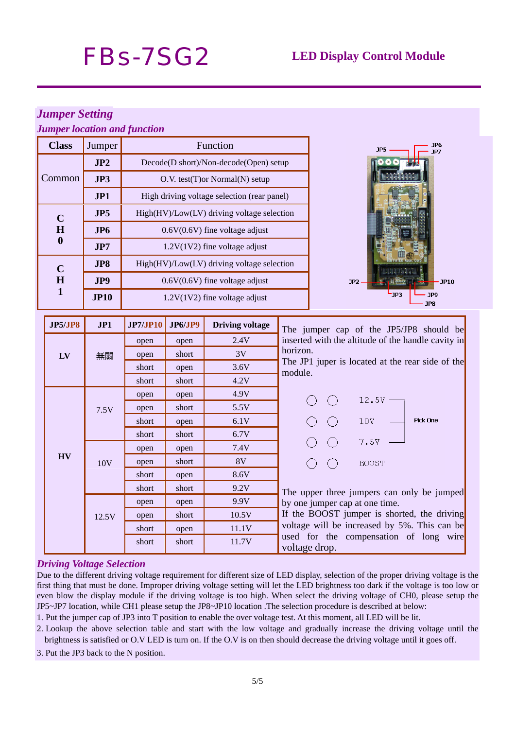# FBs-7SG2

**LED Display Control Module**

## *Jumper Setting*

### *Jumper location and function*

| Class | Jumper | Function |
|---|---|---|
| Common | **JP2** | Decode(D short)/Non-decode(Open) setup |
| | **JP3** | O.V. test(T)or Normal(N) setup |
| | **JP1** | High driving voltage selection (rear panel) |
| **CH0** | **JP5** | High(HV)/Low(LV) driving voltage selection |
| | **JP6** | 0.6V(0.6V) fine voltage adjust |
| | **JP7** | 1.2V(1V2) fine voltage adjust |
| **CH1** | **JP8** | High(HV)/Low(LV) driving voltage selection |
| | **JP9** | 0.6V(0.6V) fine voltage adjust |
| | **JP10** | 1.2V(1V2) fine voltage adjust |

JP5, JP6, JP7, JP2, JP3, JP8, JP9, JP10

| JP5/JP8 | JP1 | JP7/JP10 | JP6/JP9 | Driving voltage |
|---|---|---|---|---|
| **LV** | 無關 | open | open | 2.4V |
| | | open | short | 3V |
| | | short | open | 3.6V |
| | | short | short | 4.2V |
| **HV** | 7.5V | open | open | 4.9V |
| | | open | short | 5.5V |
| | | short | open | 6.1V |
| | | short | short | 6.7V |
| | 10V | open | open | 7.4V |
| | | open | short | 8V |
| | | short | open | 8.6V |
| | | short | short | 9.2V |
| | 12.5V | open | open | 9.9V |
| | | open | short | 10.5V |
| | | short | open | 11.1V |
| | | short | short | 11.7V |

The jumper cap of the JP5/JP8 should be inserted with the altitude of the handle cavity in horizon.
The JP1 juper is located at the rear side of the module.

12.5V
10V
7.5V
Pick One
BOOST

The upper three jumpers can only be jumped by one jumper cap at one time.
If the BOOST jumper is shorted, the driving voltage will be increased by 5%. This can be used for the compensation of long wire voltage drop.

### *Driving Voltage Selection*

Due to the different driving voltage requirement for different size of LED display, selection of the proper driving voltage is the first thing that must be done. Improper driving voltage setting will let the LED brightness too dark if the voltage is too low or even blow the display module if the driving voltage is too high. When select the driving voltage of CH0, please setup the JP5~JP7 location, while CH1 please setup the JP8~JP10 location .The selection procedure is described at below:

1. Put the jumper cap of JP3 into T position to enable the over voltage test. At this moment, all LED will be lit.
2. Lookup the above selection table and start with the low voltage and gradually increase the driving voltage until the brightness is satisfied or O.V LED is turn on. If the O.V is on then should decrease the driving voltage until it goes off.
3. Put the JP3 back to the N position.